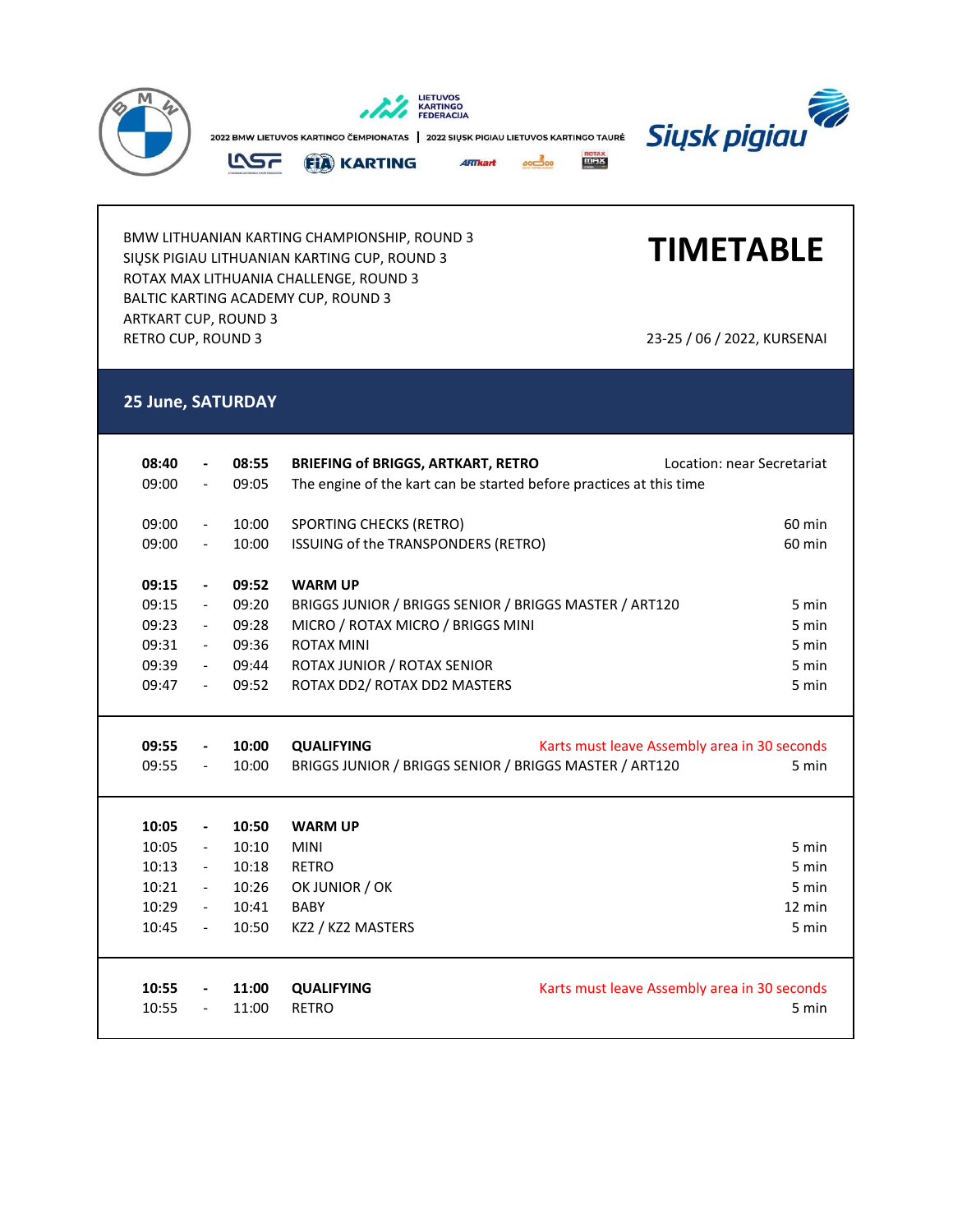2022 BMW LIETUVOS KARTINGO ČEMPIONATAS | 2022 SIŲSK PIGIAU LIETUVOS KARTINGO TAURĖ

BMW LITHUANIAN KARTING CHAMPIONSHIP, ROUND 3
SIŲSK PIGIAU LITHUANIAN KARTING CUP, ROUND 3
ROTAX MAX LITHUANIA CHALLENGE, ROUND 3
BALTIC KARTING ACADEMY CUP, ROUND 3
ARTKART CUP, ROUND 3
RETRO CUP, ROUND 3

# TIMETABLE

23-25 / 06 / 2022, KURSENAI

## 25 June, SATURDAY

| Start | | End | Event | Notes |
|---|---|---|---|---|
| **08:40** | **-** | **08:55** | **BRIEFING of BRIGGS, ARTKART, RETRO** | Location: near Secretariat |
| 09:00 | - | 09:05 | The engine of the kart can be started before practices at this time | |
| 09:00 | - | 10:00 | SPORTING CHECKS (RETRO) | 60 min |
| 09:00 | - | 10:00 | ISSUING of the TRANSPONDERS (RETRO) | 60 min |
| **09:15** | **-** | **09:52** | **WARM UP** | |
| 09:15 | - | 09:20 | BRIGGS JUNIOR / BRIGGS SENIOR / BRIGGS MASTER / ART120 | 5 min |
| 09:23 | - | 09:28 | MICRO / ROTAX MICRO / BRIGGS MINI | 5 min |
| 09:31 | - | 09:36 | ROTAX MINI | 5 min |
| 09:39 | - | 09:44 | ROTAX JUNIOR / ROTAX SENIOR | 5 min |
| 09:47 | - | 09:52 | ROTAX DD2/ ROTAX DD2 MASTERS | 5 min |
| **09:55** | **-** | **10:00** | **QUALIFYING** | Karts must leave Assembly area in 30 seconds |
| 09:55 | - | 10:00 | BRIGGS JUNIOR / BRIGGS SENIOR / BRIGGS MASTER / ART120 | 5 min |
| **10:05** | **-** | **10:50** | **WARM UP** | |
| 10:05 | - | 10:10 | MINI | 5 min |
| 10:13 | - | 10:18 | RETRO | 5 min |
| 10:21 | - | 10:26 | OK JUNIOR / OK | 5 min |
| 10:29 | - | 10:41 | BABY | 12 min |
| 10:45 | - | 10:50 | KZ2 / KZ2 MASTERS | 5 min |
| **10:55** | **-** | **11:00** | **QUALIFYING** | Karts must leave Assembly area in 30 seconds |
| 10:55 | - | 11:00 | RETRO | 5 min |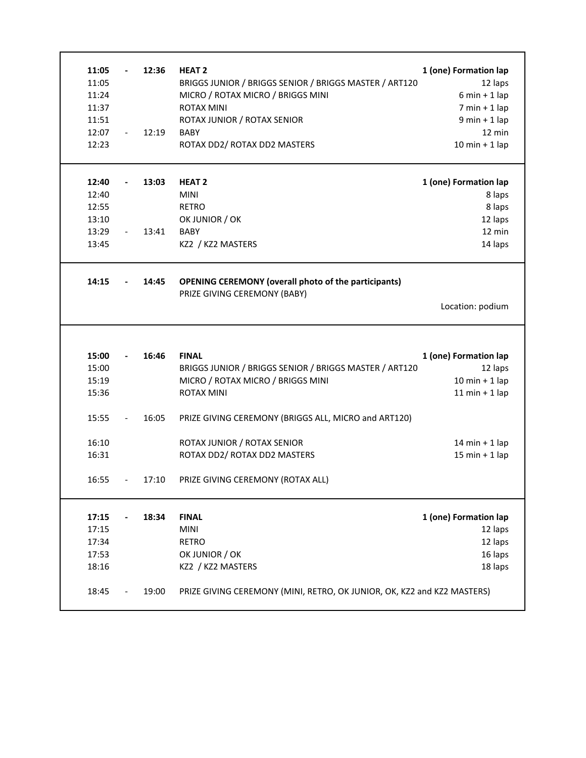| | | | | |
|---|---|---|---|---|
| **11:05** | **-** | **12:36** | **HEAT 2** | **1 (one) Formation lap** |
| 11:05 | | | BRIGGS JUNIOR / BRIGGS SENIOR / BRIGGS MASTER / ART120 | 12 laps |
| 11:24 | | | MICRO / ROTAX MICRO / BRIGGS MINI | 6 min + 1 lap |
| 11:37 | | | ROTAX MINI | 7 min + 1 lap |
| 11:51 | | | ROTAX JUNIOR / ROTAX SENIOR | 9 min + 1 lap |
| 12:07 | - | 12:19 | BABY | 12 min |
| 12:23 | | | ROTAX DD2/ ROTAX DD2 MASTERS | 10 min + 1 lap |
| **12:40** | **-** | **13:03** | **HEAT 2** | **1 (one) Formation lap** |
| 12:40 | | | MINI | 8 laps |
| 12:55 | | | RETRO | 8 laps |
| 13:10 | | | OK JUNIOR / OK | 12 laps |
| 13:29 | - | 13:41 | BABY | 12 min |
| 13:45 | | | KZ2 / KZ2 MASTERS | 14 laps |
| **14:15** | **-** | **14:45** | **OPENING CEREMONY (overall photo of the participants)**<br>PRIZE GIVING CEREMONY (BABY) | Location: podium |
| **15:00** | **-** | **16:46** | **FINAL** | **1 (one) Formation lap** |
| 15:00 | | | BRIGGS JUNIOR / BRIGGS SENIOR / BRIGGS MASTER / ART120 | 12 laps |
| 15:19 | | | MICRO / ROTAX MICRO / BRIGGS MINI | 10 min + 1 lap |
| 15:36 | | | ROTAX MINI | 11 min + 1 lap |
| 15:55 | - | 16:05 | PRIZE GIVING CEREMONY (BRIGGS ALL, MICRO and ART120) | |
| 16:10 | | | ROTAX JUNIOR / ROTAX SENIOR | 14 min + 1 lap |
| 16:31 | | | ROTAX DD2/ ROTAX DD2 MASTERS | 15 min + 1 lap |
| 16:55 | - | 17:10 | PRIZE GIVING CEREMONY (ROTAX ALL) | |
| **17:15** | **-** | **18:34** | **FINAL** | **1 (one) Formation lap** |
| 17:15 | | | MINI | 12 laps |
| 17:34 | | | RETRO | 12 laps |
| 17:53 | | | OK JUNIOR / OK | 16 laps |
| 18:16 | | | KZ2 / KZ2 MASTERS | 18 laps |
| 18:45 | - | 19:00 | PRIZE GIVING CEREMONY (MINI, RETRO, OK JUNIOR, OK, KZ2 and KZ2 MASTERS) | |